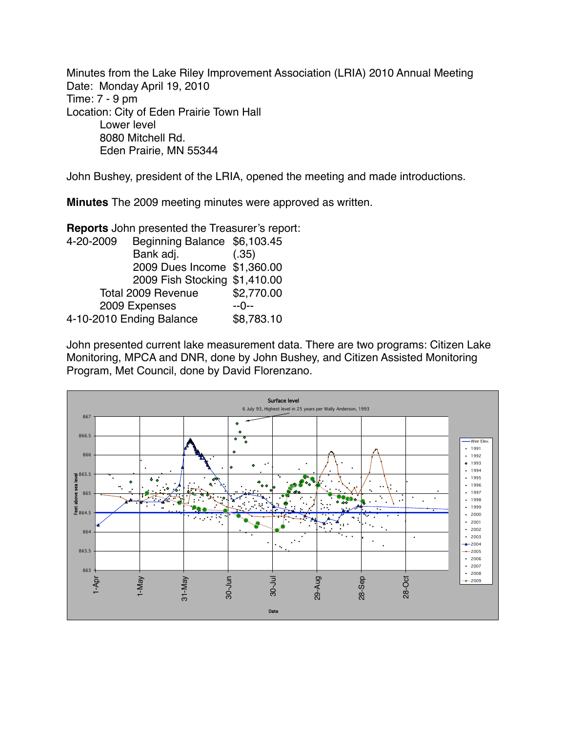Minutes from the Lake Riley Improvement Association (LRIA) 2010 Annual Meeting
Date: Monday April 19, 2010
Time: 7 - 9 pm
Location: City of Eden Prairie Town Hall
Lower level
8080 Mitchell Rd.
Eden Prairie, MN 55344

John Bushey, president of the LRIA, opened the meeting and made introductions.

**Minutes** The 2009 meeting minutes were approved as written.

**Reports** John presented the Treasurer's report:

| | | |
|---|---|---|
| 4-20-2009 | Beginning Balance | $6,103.45 |
| | Bank adj. | (.35) |
| | 2009 Dues Income | $1,360.00 |
| | 2009 Fish Stocking | $1,410.00 |
| | Total 2009 Revenue | $2,770.00 |
| | 2009 Expenses | --0-- |
| 4-10-2010 | Ending Balance | $8,783.10 |

John presented current lake measurement data. There are two programs: Citizen Lake Monitoring, MPCA and DNR, done by John Bushey, and Citizen Assisted Monitoring Program, Met Council, done by David Florenzano.

Surface level

6 July 93, Highest level in 25 years per Wally Anderson, 1993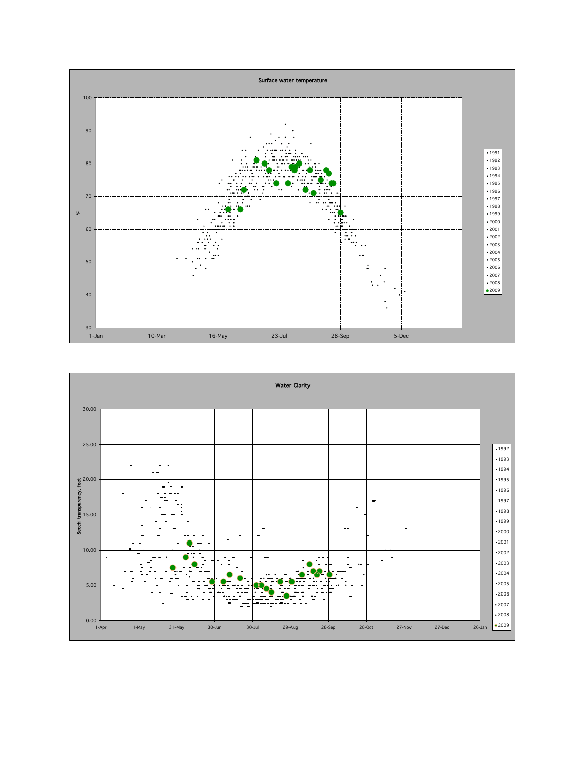Surface water temperature

Water Clarity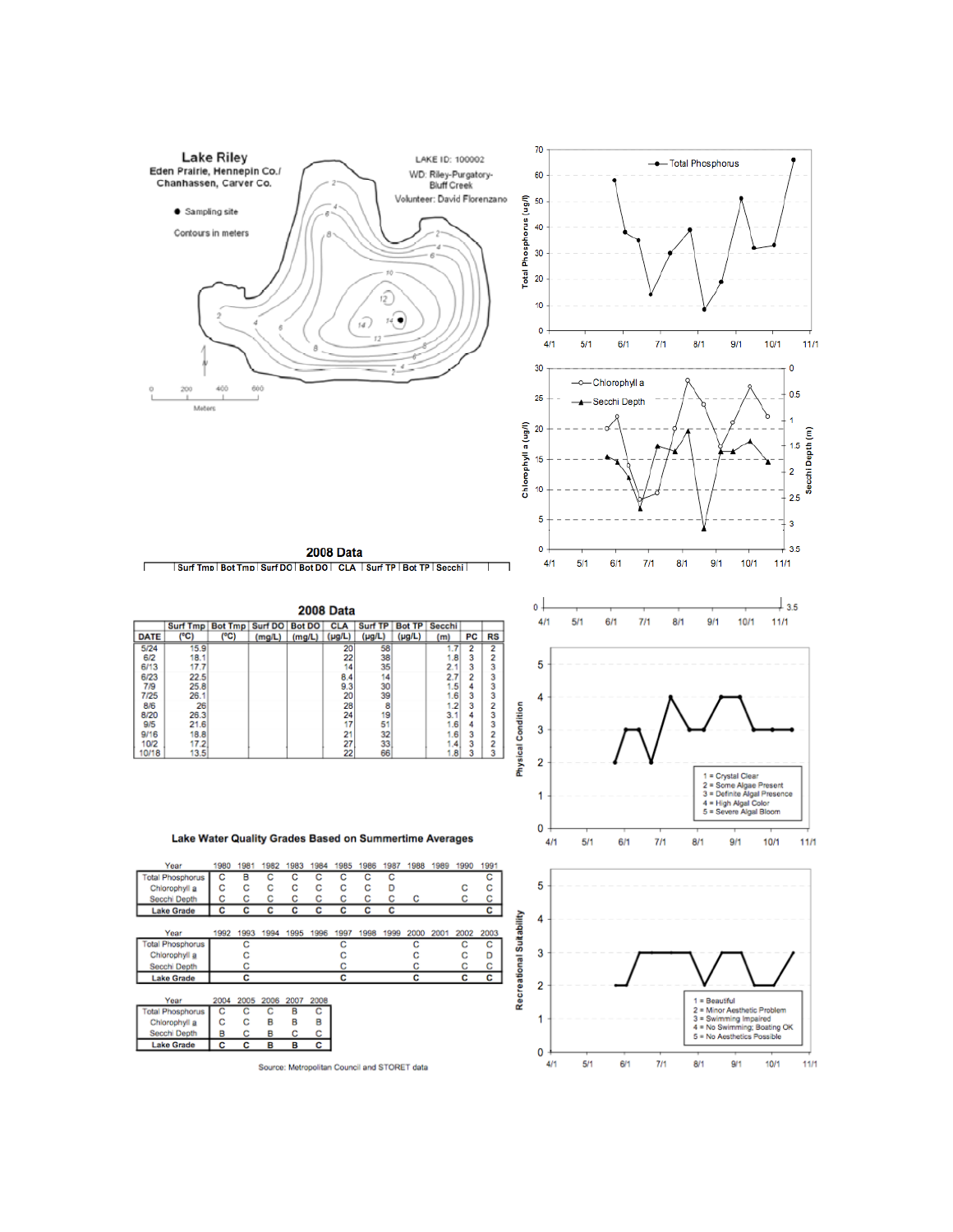# Lake Riley

Eden Prairie, Hennepin Co./
Chanhassen, Carver Co.

● Sampling site

Contours in meters

LAKE ID: 100002

WD: Riley-Purgatory-Bluff Creek

Volunteer: David Florenzano

## 2008 Data

| DATE | Surf Tmp (°C) | Bot Tmp (°C) | Surf DO (mg/L) | Bot DO (mg/L) | CLA (µg/L) | Surf TP (µg/L) | Bot TP (µg/L) | Secchi (m) | PC | RS |
|---|---|---|---|---|---|---|---|---|---|---|
| 5/24 | 15.9 | | | | 20 | 58 | | 1.7 | 2 | 2 |
| 6/2 | 18.1 | | | | 22 | 38 | | 1.8 | 3 | 2 |
| 6/13 | 17.7 | | | | 14 | 35 | | 2.1 | 3 | 3 |
| 6/23 | 22.5 | | | | 8.4 | 14 | | 2.7 | 2 | 3 |
| 7/9 | 25.8 | | | | 9.3 | 30 | | 1.5 | 4 | 3 |
| 7/25 | 26.1 | | | | 20 | 39 | | 1.6 | 3 | 3 |
| 8/6 | 26 | | | | 28 | 8 | | 1.2 | 3 | 2 |
| 8/20 | 26.3 | | | | 24 | 19 | | 3.1 | 4 | 3 |
| 9/5 | 21.6 | | | | 17 | 51 | | 1.6 | 4 | 3 |
| 9/16 | 18.8 | | | | 21 | 32 | | 1.6 | 3 | 2 |
| 10/2 | 17.2 | | | | 27 | 33 | | 1.4 | 3 | 2 |
| 10/18 | 13.5 | | | | 22 | 66 | | 1.8 | 3 | 3 |

## Lake Water Quality Grades Based on Summertime Averages

| Year | 1980 | 1981 | 1982 | 1983 | 1984 | 1985 | 1986 | 1987 | 1988 | 1989 | 1990 | 1991 |
|---|---|---|---|---|---|---|---|---|---|---|---|---|
| Total Phosphorus | C | B | C | C | C | C | C | C | | | | C |
| Chlorophyll a | C | C | C | C | C | C | C | D | | | C | C |
| Secchi Depth | C | C | C | C | C | C | C | C | C | | C | C |
| **Lake Grade** | C | C | C | C | C | C | C | C | | | | C |

| Year | 1992 | 1993 | 1994 | 1995 | 1996 | 1997 | 1998 | 1999 | 2000 | 2001 | 2002 | 2003 |
|---|---|---|---|---|---|---|---|---|---|---|---|---|
| Total Phosphorus | | C | | | | C | | | C | | C | C |
| Chlorophyll a | | C | | | | C | | | C | | C | D |
| Secchi Depth | | C | | | | C | | | C | | C | C |
| **Lake Grade** | | C | | | | C | | | C | | C | C |

| Year | 2004 | 2005 | 2006 | 2007 | 2008 |
|---|---|---|---|---|---|
| Total Phosphorus | C | C | C | B | C |
| Chlorophyll a | C | C | B | B | B |
| Secchi Depth | B | C | B | C | C |
| **Lake Grade** | C | C | B | B | C |

Source: Metropolitan Council and STORET data

Physical Condition: 1 = Crystal Clear; 2 = Some Algae Present; 3 = Definite Algal Presence; 4 = High Algal Color; 5 = Severe Algal Bloom

Recreational Suitability: 1 = Beautiful; 2 = Minor Aesthetic Problem; 3 = Swimming Impaired; 4 = No Swimming; Boating OK; 5 = No Aesthetics Possible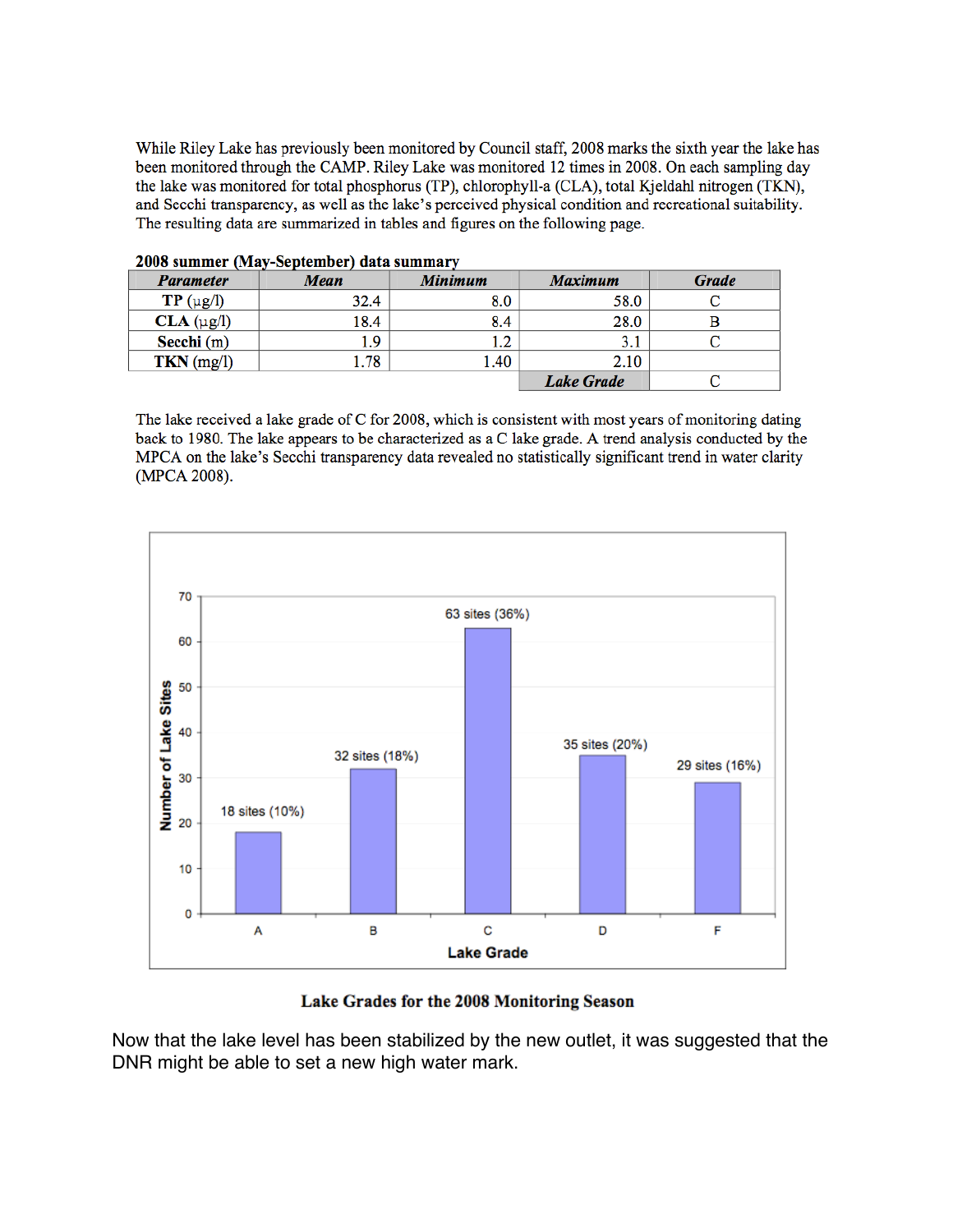While Riley Lake has previously been monitored by Council staff, 2008 marks the sixth year the lake has been monitored through the CAMP. Riley Lake was monitored 12 times in 2008. On each sampling day the lake was monitored for total phosphorus (TP), chlorophyll-a (CLA), total Kjeldahl nitrogen (TKN), and Secchi transparency, as well as the lake's perceived physical condition and recreational suitability. The resulting data are summarized in tables and figures on the following page.

**2008 summer (May-September) data summary**

| *Parameter* | *Mean* | *Minimum* | *Maximum* | *Grade* |
|---|---|---|---|---|
| **TP** (µg/l) | 32.4 | 8.0 | 58.0 | C |
| **CLA** (µg/l) | 18.4 | 8.4 | 28.0 | B |
| **Secchi** (m) | 1.9 | 1.2 | 3.1 | C |
| **TKN** (mg/l) | 1.78 | 1.40 | 2.10 | |
| | | | ***Lake Grade*** | C |

The lake received a lake grade of C for 2008, which is consistent with most years of monitoring dating back to 1980. The lake appears to be characterized as a C lake grade. A trend analysis conducted by the MPCA on the lake's Secchi transparency data revealed no statistically significant trend in water clarity (MPCA 2008).

**Lake Grades for the 2008 Monitoring Season**

Now that the lake level has been stabilized by the new outlet, it was suggested that the DNR might be able to set a new high water mark.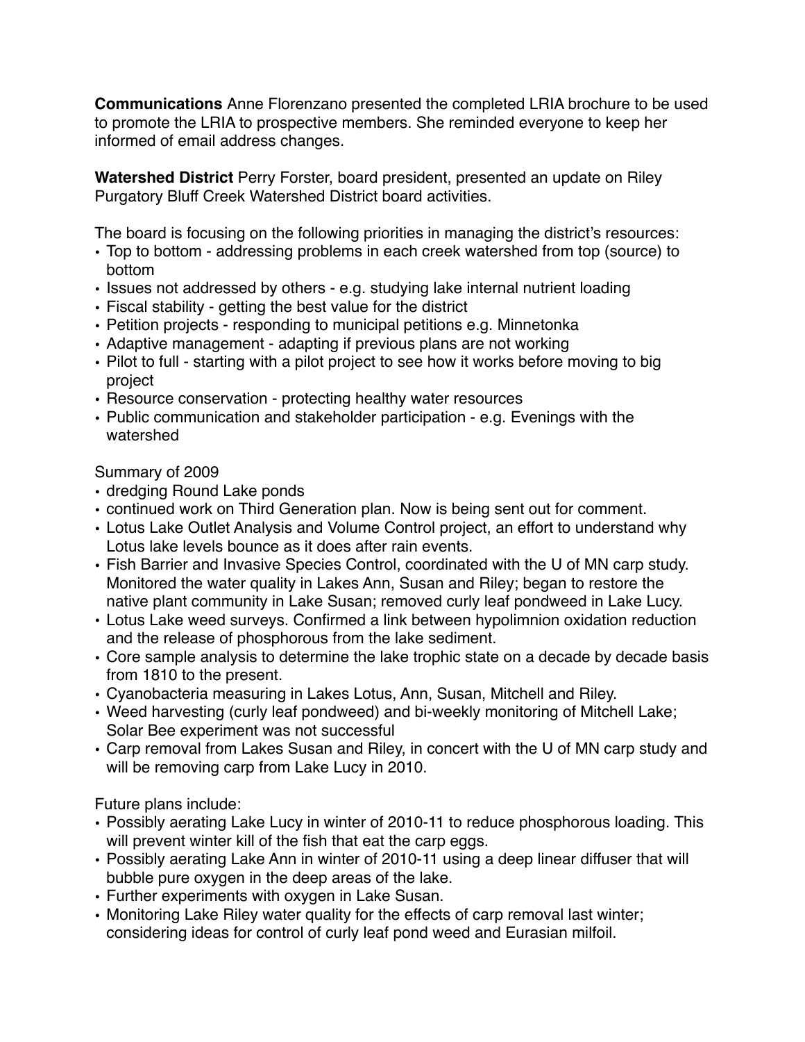**Communications** Anne Florenzano presented the completed LRIA brochure to be used to promote the LRIA to prospective members. She reminded everyone to keep her informed of email address changes.

**Watershed District** Perry Forster, board president, presented an update on Riley Purgatory Bluff Creek Watershed District board activities.

The board is focusing on the following priorities in managing the district's resources:

- Top to bottom - addressing problems in each creek watershed from top (source) to bottom
- Issues not addressed by others - e.g. studying lake internal nutrient loading
- Fiscal stability - getting the best value for the district
- Petition projects - responding to municipal petitions e.g. Minnetonka
- Adaptive management - adapting if previous plans are not working
- Pilot to full - starting with a pilot project to see how it works before moving to big project
- Resource conservation - protecting healthy water resources
- Public communication and stakeholder participation - e.g. Evenings with the watershed

Summary of 2009

- dredging Round Lake ponds
- continued work on Third Generation plan. Now is being sent out for comment.
- Lotus Lake Outlet Analysis and Volume Control project, an effort to understand why Lotus lake levels bounce as it does after rain events.
- Fish Barrier and Invasive Species Control, coordinated with the U of MN carp study. Monitored the water quality in Lakes Ann, Susan and Riley; began to restore the native plant community in Lake Susan; removed curly leaf pondweed in Lake Lucy.
- Lotus Lake weed surveys. Confirmed a link between hypolimnion oxidation reduction and the release of phosphorous from the lake sediment.
- Core sample analysis to determine the lake trophic state on a decade by decade basis from 1810 to the present.
- Cyanobacteria measuring in Lakes Lotus, Ann, Susan, Mitchell and Riley.
- Weed harvesting (curly leaf pondweed) and bi-weekly monitoring of Mitchell Lake; Solar Bee experiment was not successful
- Carp removal from Lakes Susan and Riley, in concert with the U of MN carp study and will be removing carp from Lake Lucy in 2010.

Future plans include:

- Possibly aerating Lake Lucy in winter of 2010-11 to reduce phosphorous loading. This will prevent winter kill of the fish that eat the carp eggs.
- Possibly aerating Lake Ann in winter of 2010-11 using a deep linear diffuser that will bubble pure oxygen in the deep areas of the lake.
- Further experiments with oxygen in Lake Susan.
- Monitoring Lake Riley water quality for the effects of carp removal last winter; considering ideas for control of curly leaf pond weed and Eurasian milfoil.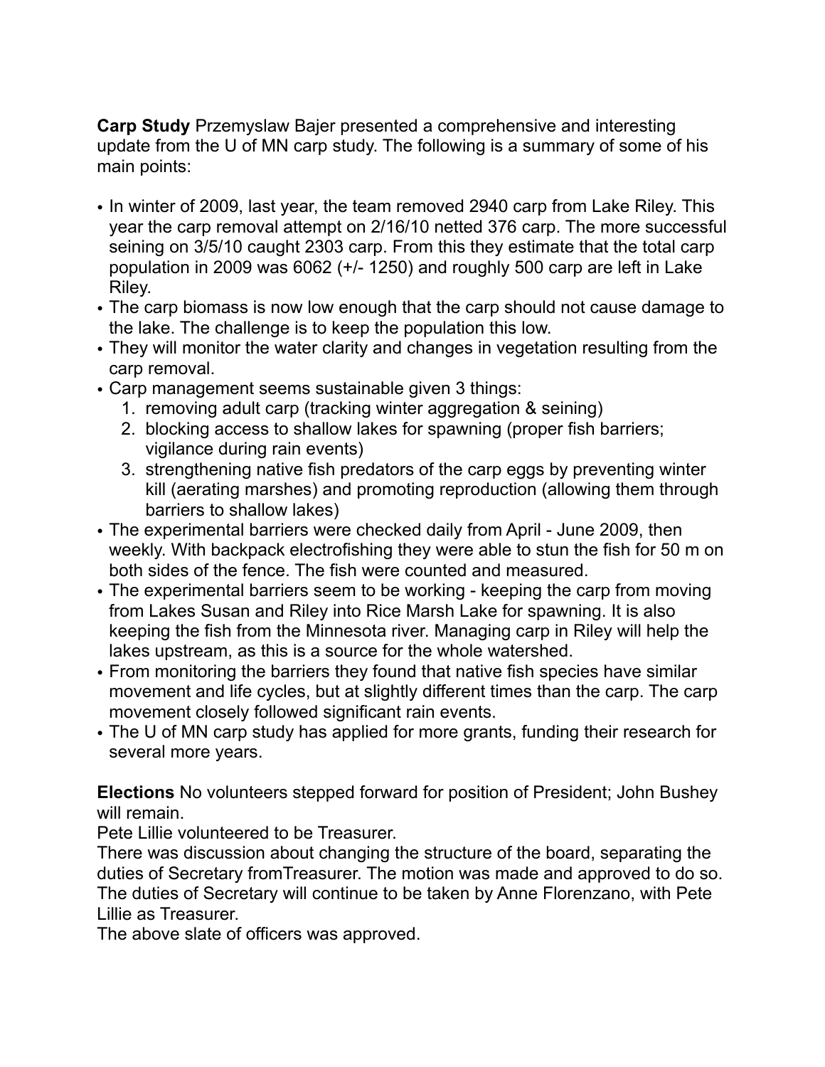**Carp Study** Przemyslaw Bajer presented a comprehensive and interesting update from the U of MN carp study. The following is a summary of some of his main points:

- In winter of 2009, last year, the team removed 2940 carp from Lake Riley. This year the carp removal attempt on 2/16/10 netted 376 carp. The more successful seining on 3/5/10 caught 2303 carp. From this they estimate that the total carp population in 2009 was 6062 (+/- 1250) and roughly 500 carp are left in Lake Riley.
- The carp biomass is now low enough that the carp should not cause damage to the lake. The challenge is to keep the population this low.
- They will monitor the water clarity and changes in vegetation resulting from the carp removal.
- Carp management seems sustainable given 3 things:
    1. removing adult carp (tracking winter aggregation & seining)
    2. blocking access to shallow lakes for spawning (proper fish barriers; vigilance during rain events)
    3. strengthening native fish predators of the carp eggs by preventing winter kill (aerating marshes) and promoting reproduction (allowing them through barriers to shallow lakes)
- The experimental barriers were checked daily from April - June 2009, then weekly. With backpack electrofishing they were able to stun the fish for 50 m on both sides of the fence. The fish were counted and measured.
- The experimental barriers seem to be working - keeping the carp from moving from Lakes Susan and Riley into Rice Marsh Lake for spawning. It is also keeping the fish from the Minnesota river. Managing carp in Riley will help the lakes upstream, as this is a source for the whole watershed.
- From monitoring the barriers they found that native fish species have similar movement and life cycles, but at slightly different times than the carp. The carp movement closely followed significant rain events.
- The U of MN carp study has applied for more grants, funding their research for several more years.

**Elections** No volunteers stepped forward for position of President; John Bushey will remain.
Pete Lillie volunteered to be Treasurer.
There was discussion about changing the structure of the board, separating the duties of Secretary fromTreasurer. The motion was made and approved to do so. The duties of Secretary will continue to be taken by Anne Florenzano, with Pete Lillie as Treasurer.
The above slate of officers was approved.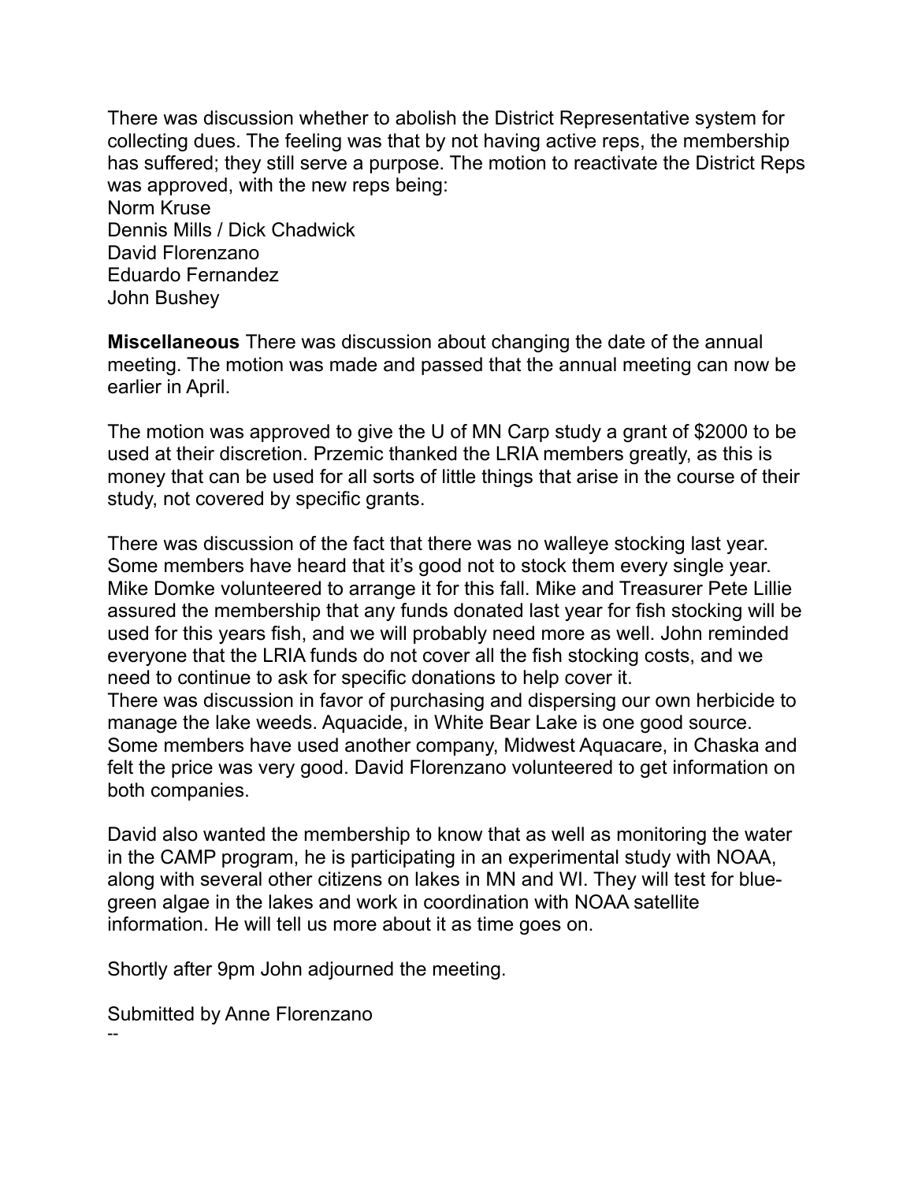There was discussion whether to abolish the District Representative system for collecting dues. The feeling was that by not having active reps, the membership has suffered; they still serve a purpose. The motion to reactivate the District Reps was approved, with the new reps being:
Norm Kruse
Dennis Mills / Dick Chadwick
David Florenzano
Eduardo Fernandez
John Bushey

**Miscellaneous** There was discussion about changing the date of the annual meeting. The motion was made and passed that the annual meeting can now be earlier in April.

The motion was approved to give the U of MN Carp study a grant of $2000 to be used at their discretion. Przemic thanked the LRIA members greatly, as this is money that can be used for all sorts of little things that arise in the course of their study, not covered by specific grants.

There was discussion of the fact that there was no walleye stocking last year. Some members have heard that it's good not to stock them every single year. Mike Domke volunteered to arrange it for this fall. Mike and Treasurer Pete Lillie assured the membership that any funds donated last year for fish stocking will be used for this years fish, and we will probably need more as well. John reminded everyone that the LRIA funds do not cover all the fish stocking costs, and we need to continue to ask for specific donations to help cover it.
There was discussion in favor of purchasing and dispersing our own herbicide to manage the lake weeds. Aquacide, in White Bear Lake is one good source. Some members have used another company, Midwest Aquacare, in Chaska and felt the price was very good. David Florenzano volunteered to get information on both companies.

David also wanted the membership to know that as well as monitoring the water in the CAMP program, he is participating in an experimental study with NOAA, along with several other citizens on lakes in MN and WI. They will test for blue-green algae in the lakes and work in coordination with NOAA satellite information. He will tell us more about it as time goes on.

Shortly after 9pm John adjourned the meeting.

Submitted by Anne Florenzano

--